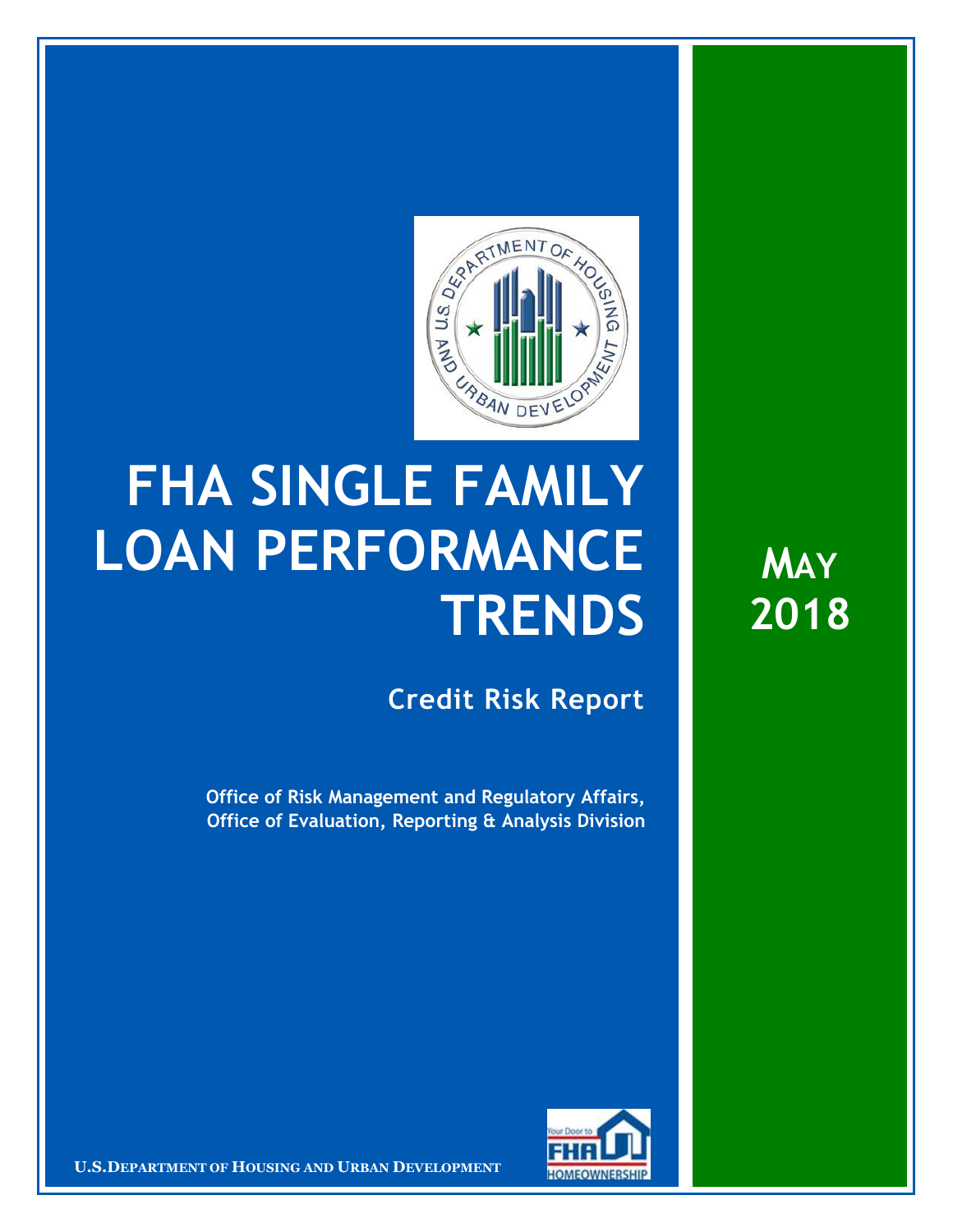# FHA SINGLE FAMILY LOAN PERFORMANCE TRENDS

**MAY 2018**

## Credit Risk Report

**Office of Risk Management and Regulatory Affairs, Office of Evaluation, Reporting & Analysis Division**

**U.S. DEPARTMENT OF HOUSING AND URBAN DEVELOPMENT**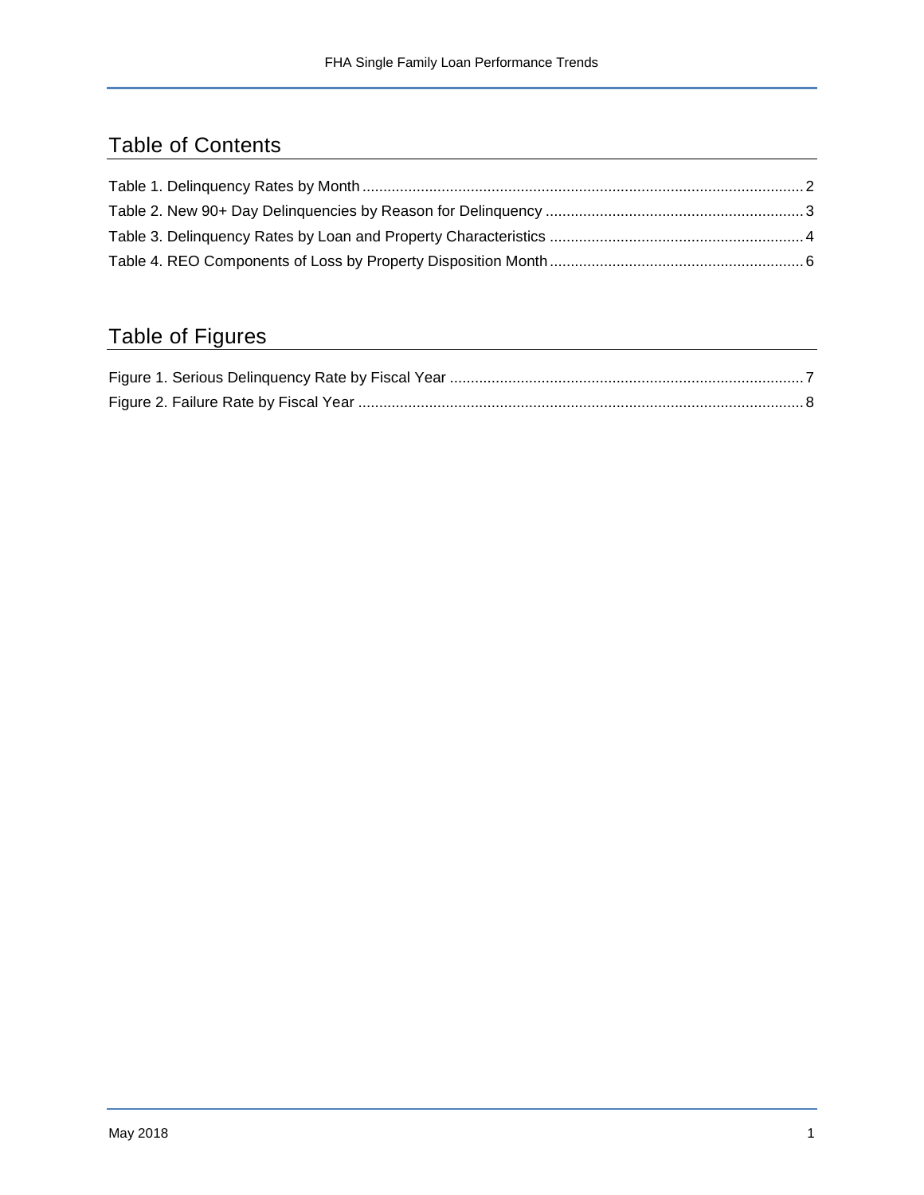## Table of Contents

Table 1. Delinquency Rates by Month ........................................................................................................ 2
Table 2. New 90+ Day Delinquencies by Reason for Delinquency ............................................................ 3
Table 3. Delinquency Rates by Loan and Property Characteristics ............................................................ 4
Table 4. REO Components of Loss by Property Disposition Month ........................................................... 6

## Table of Figures

Figure 1. Serious Delinquency Rate by Fiscal Year .................................................................................... 7
Figure 2. Failure Rate by Fiscal Year ......................................................................................................... 8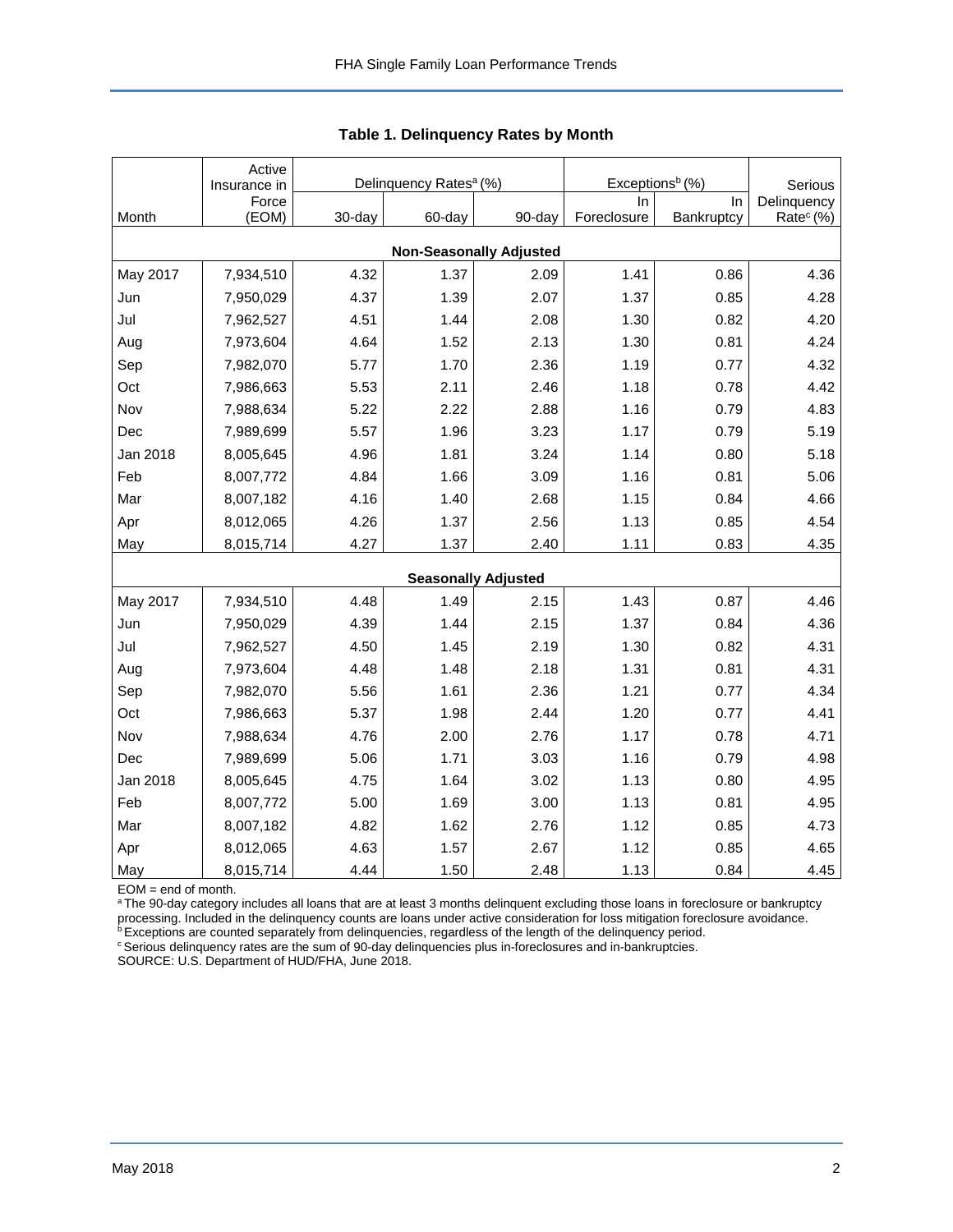## Table 1. Delinquency Rates by Month

| Month | Active Insurance in Force (EOM) | Delinquency Rates[a] (%) | | | Exceptions[b] (%) | | Serious Delinquency Rate[c] (%) |
|---|---|---|---|---|---|---|---|
| | | 30-day | 60-day | 90-day | In Foreclosure | In Bankruptcy | |
| **Non-Seasonally Adjusted** | | | | | | | |
| May 2017 | 7,934,510 | 4.32 | 1.37 | 2.09 | 1.41 | 0.86 | 4.36 |
| Jun | 7,950,029 | 4.37 | 1.39 | 2.07 | 1.37 | 0.85 | 4.28 |
| Jul | 7,962,527 | 4.51 | 1.44 | 2.08 | 1.30 | 0.82 | 4.20 |
| Aug | 7,973,604 | 4.64 | 1.52 | 2.13 | 1.30 | 0.81 | 4.24 |
| Sep | 7,982,070 | 5.77 | 1.70 | 2.36 | 1.19 | 0.77 | 4.32 |
| Oct | 7,986,663 | 5.53 | 2.11 | 2.46 | 1.18 | 0.78 | 4.42 |
| Nov | 7,988,634 | 5.22 | 2.22 | 2.88 | 1.16 | 0.79 | 4.83 |
| Dec | 7,989,699 | 5.57 | 1.96 | 3.23 | 1.17 | 0.79 | 5.19 |
| Jan 2018 | 8,005,645 | 4.96 | 1.81 | 3.24 | 1.14 | 0.80 | 5.18 |
| Feb | 8,007,772 | 4.84 | 1.66 | 3.09 | 1.16 | 0.81 | 5.06 |
| Mar | 8,007,182 | 4.16 | 1.40 | 2.68 | 1.15 | 0.84 | 4.66 |
| Apr | 8,012,065 | 4.26 | 1.37 | 2.56 | 1.13 | 0.85 | 4.54 |
| May | 8,015,714 | 4.27 | 1.37 | 2.40 | 1.11 | 0.83 | 4.35 |
| **Seasonally Adjusted** | | | | | | | |
| May 2017 | 7,934,510 | 4.48 | 1.49 | 2.15 | 1.43 | 0.87 | 4.46 |
| Jun | 7,950,029 | 4.39 | 1.44 | 2.15 | 1.37 | 0.84 | 4.36 |
| Jul | 7,962,527 | 4.50 | 1.45 | 2.19 | 1.30 | 0.82 | 4.31 |
| Aug | 7,973,604 | 4.48 | 1.48 | 2.18 | 1.31 | 0.81 | 4.31 |
| Sep | 7,982,070 | 5.56 | 1.61 | 2.36 | 1.21 | 0.77 | 4.34 |
| Oct | 7,986,663 | 5.37 | 1.98 | 2.44 | 1.20 | 0.77 | 4.41 |
| Nov | 7,988,634 | 4.76 | 2.00 | 2.76 | 1.17 | 0.78 | 4.71 |
| Dec | 7,989,699 | 5.06 | 1.71 | 3.03 | 1.16 | 0.79 | 4.98 |
| Jan 2018 | 8,005,645 | 4.75 | 1.64 | 3.02 | 1.13 | 0.80 | 4.95 |
| Feb | 8,007,772 | 5.00 | 1.69 | 3.00 | 1.13 | 0.81 | 4.95 |
| Mar | 8,007,182 | 4.82 | 1.62 | 2.76 | 1.12 | 0.85 | 4.73 |
| Apr | 8,012,065 | 4.63 | 1.57 | 2.67 | 1.12 | 0.85 | 4.65 |
| May | 8,015,714 | 4.44 | 1.50 | 2.48 | 1.13 | 0.84 | 4.45 |

EOM = end of month.
[a] The 90-day category includes all loans that are at least 3 months delinquent excluding those loans in foreclosure or bankruptcy processing. Included in the delinquency counts are loans under active consideration for loss mitigation foreclosure avoidance.
[b] Exceptions are counted separately from delinquencies, regardless of the length of the delinquency period.
[c] Serious delinquency rates are the sum of 90-day delinquencies plus in-foreclosures and in-bankruptcies.
SOURCE: U.S. Department of HUD/FHA, June 2018.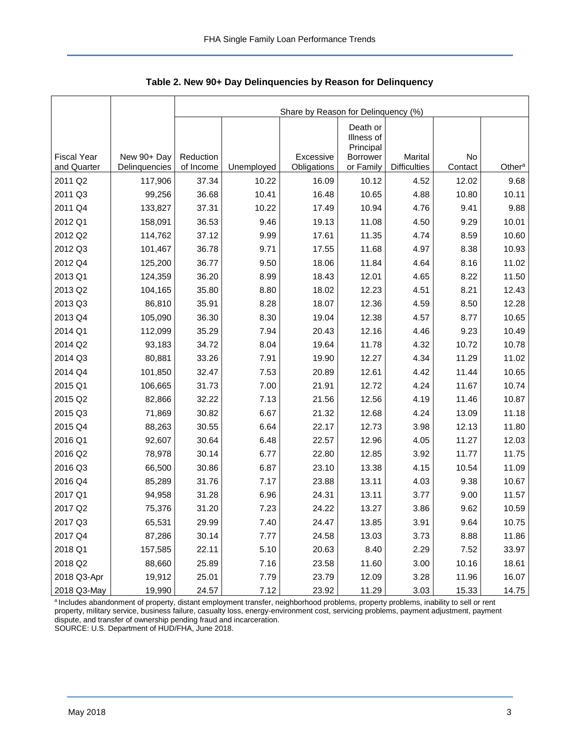## Table 2. New 90+ Day Delinquencies by Reason for Delinquency

| | | Share by Reason for Delinquency (%) | | | | | | |
|---|---|---|---|---|---|---|---|---|
| Fiscal Year and Quarter | New 90+ Day Delinquencies | Reduction of Income | Unemployed | Excessive Obligations | Death or Illness of Principal Borrower or Family | Marital Difficulties | No Contact | Other[a] |
| 2011 Q2 | 117,906 | 37.34 | 10.22 | 16.09 | 10.12 | 4.52 | 12.02 | 9.68 |
| 2011 Q3 | 99,256 | 36.68 | 10.41 | 16.48 | 10.65 | 4.88 | 10.80 | 10.11 |
| 2011 Q4 | 133,827 | 37.31 | 10.22 | 17.49 | 10.94 | 4.76 | 9.41 | 9.88 |
| 2012 Q1 | 158,091 | 36.53 | 9.46 | 19.13 | 11.08 | 4.50 | 9.29 | 10.01 |
| 2012 Q2 | 114,762 | 37.12 | 9.99 | 17.61 | 11.35 | 4.74 | 8.59 | 10.60 |
| 2012 Q3 | 101,467 | 36.78 | 9.71 | 17.55 | 11.68 | 4.97 | 8.38 | 10.93 |
| 2012 Q4 | 125,200 | 36.77 | 9.50 | 18.06 | 11.84 | 4.64 | 8.16 | 11.02 |
| 2013 Q1 | 124,359 | 36.20 | 8.99 | 18.43 | 12.01 | 4.65 | 8.22 | 11.50 |
| 2013 Q2 | 104,165 | 35.80 | 8.80 | 18.02 | 12.23 | 4.51 | 8.21 | 12.43 |
| 2013 Q3 | 86,810 | 35.91 | 8.28 | 18.07 | 12.36 | 4.59 | 8.50 | 12.28 |
| 2013 Q4 | 105,090 | 36.30 | 8.30 | 19.04 | 12.38 | 4.57 | 8.77 | 10.65 |
| 2014 Q1 | 112,099 | 35.29 | 7.94 | 20.43 | 12.16 | 4.46 | 9.23 | 10.49 |
| 2014 Q2 | 93,183 | 34.72 | 8.04 | 19.64 | 11.78 | 4.32 | 10.72 | 10.78 |
| 2014 Q3 | 80,881 | 33.26 | 7.91 | 19.90 | 12.27 | 4.34 | 11.29 | 11.02 |
| 2014 Q4 | 101,850 | 32.47 | 7.53 | 20.89 | 12.61 | 4.42 | 11.44 | 10.65 |
| 2015 Q1 | 106,665 | 31.73 | 7.00 | 21.91 | 12.72 | 4.24 | 11.67 | 10.74 |
| 2015 Q2 | 82,866 | 32.22 | 7.13 | 21.56 | 12.56 | 4.19 | 11.46 | 10.87 |
| 2015 Q3 | 71,869 | 30.82 | 6.67 | 21.32 | 12.68 | 4.24 | 13.09 | 11.18 |
| 2015 Q4 | 88,263 | 30.55 | 6.64 | 22.17 | 12.73 | 3.98 | 12.13 | 11.80 |
| 2016 Q1 | 92,607 | 30.64 | 6.48 | 22.57 | 12.96 | 4.05 | 11.27 | 12.03 |
| 2016 Q2 | 78,978 | 30.14 | 6.77 | 22.80 | 12.85 | 3.92 | 11.77 | 11.75 |
| 2016 Q3 | 66,500 | 30.86 | 6.87 | 23.10 | 13.38 | 4.15 | 10.54 | 11.09 |
| 2016 Q4 | 85,289 | 31.76 | 7.17 | 23.88 | 13.11 | 4.03 | 9.38 | 10.67 |
| 2017 Q1 | 94,958 | 31.28 | 6.96 | 24.31 | 13.11 | 3.77 | 9.00 | 11.57 |
| 2017 Q2 | 75,376 | 31.20 | 7.23 | 24.22 | 13.27 | 3.86 | 9.62 | 10.59 |
| 2017 Q3 | 65,531 | 29.99 | 7.40 | 24.47 | 13.85 | 3.91 | 9.64 | 10.75 |
| 2017 Q4 | 87,286 | 30.14 | 7.77 | 24.58 | 13.03 | 3.73 | 8.88 | 11.86 |
| 2018 Q1 | 157,585 | 22.11 | 5.10 | 20.63 | 8.40 | 2.29 | 7.52 | 33.97 |
| 2018 Q2 | 88,660 | 25.89 | 7.16 | 23.58 | 11.60 | 3.00 | 10.16 | 18.61 |
| 2018 Q3-Apr | 19,912 | 25.01 | 7.79 | 23.79 | 12.09 | 3.28 | 11.96 | 16.07 |
| 2018 Q3-May | 19,990 | 24.57 | 7.12 | 23.92 | 11.29 | 3.03 | 15.33 | 14.75 |

[a] Includes abandonment of property, distant employment transfer, neighborhood problems, property problems, inability to sell or rent property, military service, business failure, casualty loss, energy-environment cost, servicing problems, payment adjustment, payment dispute, and transfer of ownership pending fraud and incarceration.

SOURCE: U.S. Department of HUD/FHA, June 2018.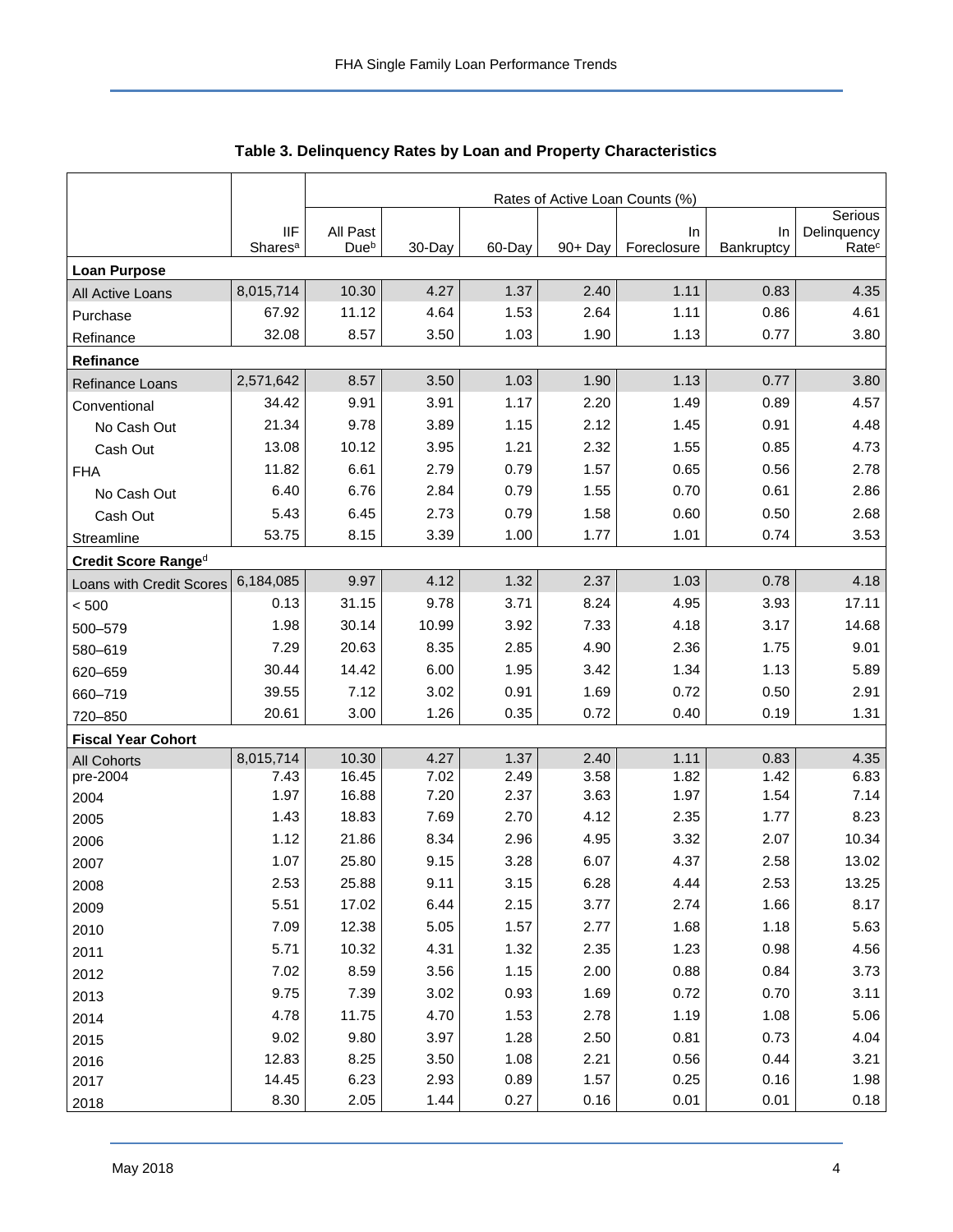**Table 3. Delinquency Rates by Loan and Property Characteristics**

| | IIF Shares[a] | Rates of Active Loan Counts (%) | | | | | | |
|---|---|---|---|---|---|---|---|---|
| | | All Past Due[b] | 30-Day | 60-Day | 90+ Day | In Foreclosure | In Bankruptcy | Serious Delinquency Rate[c] |
| **Loan Purpose** | | | | | | | | |
| All Active Loans | 8,015,714 | 10.30 | 4.27 | 1.37 | 2.40 | 1.11 | 0.83 | 4.35 |
| Purchase | 67.92 | 11.12 | 4.64 | 1.53 | 2.64 | 1.11 | 0.86 | 4.61 |
| Refinance | 32.08 | 8.57 | 3.50 | 1.03 | 1.90 | 1.13 | 0.77 | 3.80 |
| **Refinance** | | | | | | | | |
| Refinance Loans | 2,571,642 | 8.57 | 3.50 | 1.03 | 1.90 | 1.13 | 0.77 | 3.80 |
| Conventional | 34.42 | 9.91 | 3.91 | 1.17 | 2.20 | 1.49 | 0.89 | 4.57 |
| No Cash Out | 21.34 | 9.78 | 3.89 | 1.15 | 2.12 | 1.45 | 0.91 | 4.48 |
| Cash Out | 13.08 | 10.12 | 3.95 | 1.21 | 2.32 | 1.55 | 0.85 | 4.73 |
| FHA | 11.82 | 6.61 | 2.79 | 0.79 | 1.57 | 0.65 | 0.56 | 2.78 |
| No Cash Out | 6.40 | 6.76 | 2.84 | 0.79 | 1.55 | 0.70 | 0.61 | 2.86 |
| Cash Out | 5.43 | 6.45 | 2.73 | 0.79 | 1.58 | 0.60 | 0.50 | 2.68 |
| Streamline | 53.75 | 8.15 | 3.39 | 1.00 | 1.77 | 1.01 | 0.74 | 3.53 |
| **Credit Score Range[d]** | | | | | | | | |
| Loans with Credit Scores | 6,184,085 | 9.97 | 4.12 | 1.32 | 2.37 | 1.03 | 0.78 | 4.18 |
| < 500 | 0.13 | 31.15 | 9.78 | 3.71 | 8.24 | 4.95 | 3.93 | 17.11 |
| 500–579 | 1.98 | 30.14 | 10.99 | 3.92 | 7.33 | 4.18 | 3.17 | 14.68 |
| 580–619 | 7.29 | 20.63 | 8.35 | 2.85 | 4.90 | 2.36 | 1.75 | 9.01 |
| 620–659 | 30.44 | 14.42 | 6.00 | 1.95 | 3.42 | 1.34 | 1.13 | 5.89 |
| 660–719 | 39.55 | 7.12 | 3.02 | 0.91 | 1.69 | 0.72 | 0.50 | 2.91 |
| 720–850 | 20.61 | 3.00 | 1.26 | 0.35 | 0.72 | 0.40 | 0.19 | 1.31 |
| **Fiscal Year Cohort** | | | | | | | | |
| All Cohorts | 8,015,714 | 10.30 | 4.27 | 1.37 | 2.40 | 1.11 | 0.83 | 4.35 |
| pre-2004 | 7.43 | 16.45 | 7.02 | 2.49 | 3.58 | 1.82 | 1.42 | 6.83 |
| 2004 | 1.97 | 16.88 | 7.20 | 2.37 | 3.63 | 1.97 | 1.54 | 7.14 |
| 2005 | 1.43 | 18.83 | 7.69 | 2.70 | 4.12 | 2.35 | 1.77 | 8.23 |
| 2006 | 1.12 | 21.86 | 8.34 | 2.96 | 4.95 | 3.32 | 2.07 | 10.34 |
| 2007 | 1.07 | 25.80 | 9.15 | 3.28 | 6.07 | 4.37 | 2.58 | 13.02 |
| 2008 | 2.53 | 25.88 | 9.11 | 3.15 | 6.28 | 4.44 | 2.53 | 13.25 |
| 2009 | 5.51 | 17.02 | 6.44 | 2.15 | 3.77 | 2.74 | 1.66 | 8.17 |
| 2010 | 7.09 | 12.38 | 5.05 | 1.57 | 2.77 | 1.68 | 1.18 | 5.63 |
| 2011 | 5.71 | 10.32 | 4.31 | 1.32 | 2.35 | 1.23 | 0.98 | 4.56 |
| 2012 | 7.02 | 8.59 | 3.56 | 1.15 | 2.00 | 0.88 | 0.84 | 3.73 |
| 2013 | 9.75 | 7.39 | 3.02 | 0.93 | 1.69 | 0.72 | 0.70 | 3.11 |
| 2014 | 4.78 | 11.75 | 4.70 | 1.53 | 2.78 | 1.19 | 1.08 | 5.06 |
| 2015 | 9.02 | 9.80 | 3.97 | 1.28 | 2.50 | 0.81 | 0.73 | 4.04 |
| 2016 | 12.83 | 8.25 | 3.50 | 1.08 | 2.21 | 0.56 | 0.44 | 3.21 |
| 2017 | 14.45 | 6.23 | 2.93 | 0.89 | 1.57 | 0.25 | 0.16 | 1.98 |
| 2018 | 8.30 | 2.05 | 1.44 | 0.27 | 0.16 | 0.01 | 0.01 | 0.18 |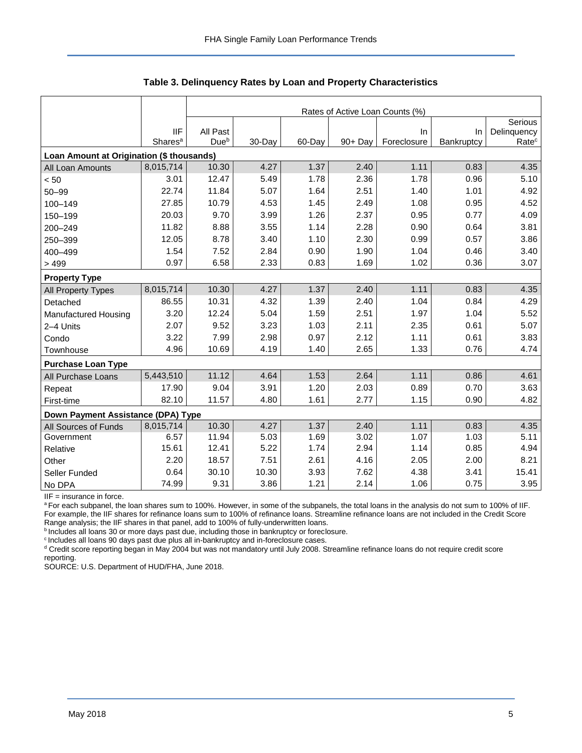**Table 3. Delinquency Rates by Loan and Property Characteristics**

| | IIF Shares[a] | Rates of Active Loan Counts (%) | | | | | | |
|---|---|---|---|---|---|---|---|---|
| | | All Past Due[b] | 30-Day | 60-Day | 90+ Day | In Foreclosure | In Bankruptcy | Serious Delinquency Rate[c] |
| **Loan Amount at Origination ($ thousands)** | | | | | | | | |
| All Loan Amounts | 8,015,714 | 10.30 | 4.27 | 1.37 | 2.40 | 1.11 | 0.83 | 4.35 |
| < 50 | 3.01 | 12.47 | 5.49 | 1.78 | 2.36 | 1.78 | 0.96 | 5.10 |
| 50–99 | 22.74 | 11.84 | 5.07 | 1.64 | 2.51 | 1.40 | 1.01 | 4.92 |
| 100–149 | 27.85 | 10.79 | 4.53 | 1.45 | 2.49 | 1.08 | 0.95 | 4.52 |
| 150–199 | 20.03 | 9.70 | 3.99 | 1.26 | 2.37 | 0.95 | 0.77 | 4.09 |
| 200–249 | 11.82 | 8.88 | 3.55 | 1.14 | 2.28 | 0.90 | 0.64 | 3.81 |
| 250–399 | 12.05 | 8.78 | 3.40 | 1.10 | 2.30 | 0.99 | 0.57 | 3.86 |
| 400–499 | 1.54 | 7.52 | 2.84 | 0.90 | 1.90 | 1.04 | 0.46 | 3.40 |
| > 499 | 0.97 | 6.58 | 2.33 | 0.83 | 1.69 | 1.02 | 0.36 | 3.07 |
| **Property Type** | | | | | | | | |
| All Property Types | 8,015,714 | 10.30 | 4.27 | 1.37 | 2.40 | 1.11 | 0.83 | 4.35 |
| Detached | 86.55 | 10.31 | 4.32 | 1.39 | 2.40 | 1.04 | 0.84 | 4.29 |
| Manufactured Housing | 3.20 | 12.24 | 5.04 | 1.59 | 2.51 | 1.97 | 1.04 | 5.52 |
| 2–4 Units | 2.07 | 9.52 | 3.23 | 1.03 | 2.11 | 2.35 | 0.61 | 5.07 |
| Condo | 3.22 | 7.99 | 2.98 | 0.97 | 2.12 | 1.11 | 0.61 | 3.83 |
| Townhouse | 4.96 | 10.69 | 4.19 | 1.40 | 2.65 | 1.33 | 0.76 | 4.74 |
| **Purchase Loan Type** | | | | | | | | |
| All Purchase Loans | 5,443,510 | 11.12 | 4.64 | 1.53 | 2.64 | 1.11 | 0.86 | 4.61 |
| Repeat | 17.90 | 9.04 | 3.91 | 1.20 | 2.03 | 0.89 | 0.70 | 3.63 |
| First-time | 82.10 | 11.57 | 4.80 | 1.61 | 2.77 | 1.15 | 0.90 | 4.82 |
| **Down Payment Assistance (DPA) Type** | | | | | | | | |
| All Sources of Funds | 8,015,714 | 10.30 | 4.27 | 1.37 | 2.40 | 1.11 | 0.83 | 4.35 |
| Government | 6.57 | 11.94 | 5.03 | 1.69 | 3.02 | 1.07 | 1.03 | 5.11 |
| Relative | 15.61 | 12.41 | 5.22 | 1.74 | 2.94 | 1.14 | 0.85 | 4.94 |
| Other | 2.20 | 18.57 | 7.51 | 2.61 | 4.16 | 2.05 | 2.00 | 8.21 |
| Seller Funded | 0.64 | 30.10 | 10.30 | 3.93 | 7.62 | 4.38 | 3.41 | 15.41 |
| No DPA | 74.99 | 9.31 | 3.86 | 1.21 | 2.14 | 1.06 | 0.75 | 3.95 |

IIF = insurance in force.

[a] For each subpanel, the loan shares sum to 100%. However, in some of the subpanels, the total loans in the analysis do not sum to 100% of IIF. For example, the IIF shares for refinance loans sum to 100% of refinance loans. Streamline refinance loans are not included in the Credit Score Range analysis; the IIF shares in that panel, add to 100% of fully-underwritten loans.

[b] Includes all loans 30 or more days past due, including those in bankruptcy or foreclosure.

[c] Includes all loans 90 days past due plus all in-bankruptcy and in-foreclosure cases.

[d] Credit score reporting began in May 2004 but was not mandatory until July 2008. Streamline refinance loans do not require credit score reporting.

SOURCE: U.S. Department of HUD/FHA, June 2018.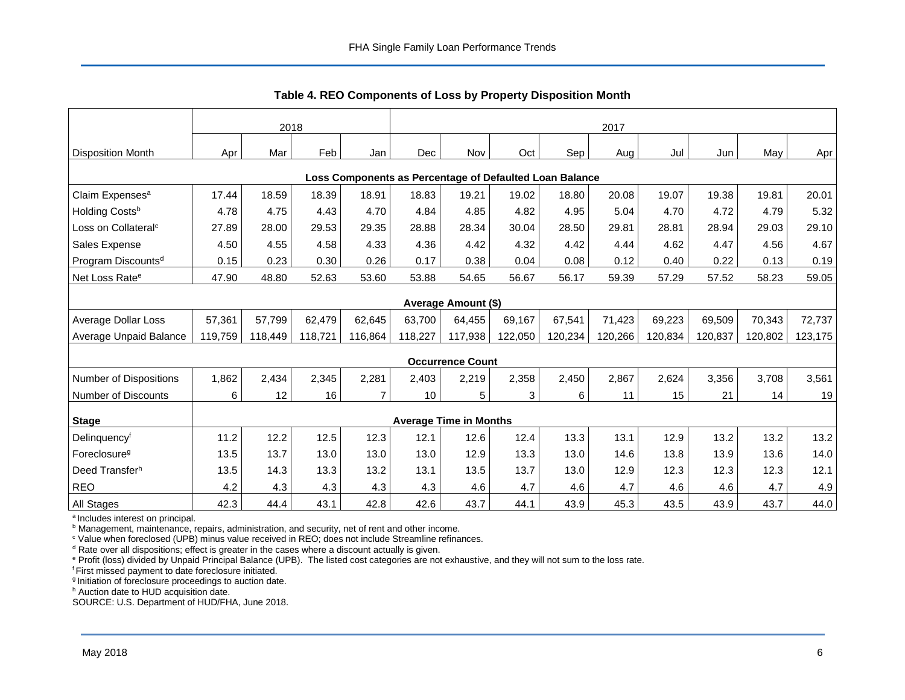## Table 4. REO Components of Loss by Property Disposition Month

| | 2018 | | | | 2017 | | | | | | | | |
|---|---|---|---|---|---|---|---|---|---|---|---|---|---|
| Disposition Month | Apr | Mar | Feb | Jan | Dec | Nov | Oct | Sep | Aug | Jul | Jun | May | Apr |
| **Loss Components as Percentage of Defaulted Loan Balance** | | | | | | | | | | | | | |
| Claim Expenses[a] | 17.44 | 18.59 | 18.39 | 18.91 | 18.83 | 19.21 | 19.02 | 18.80 | 20.08 | 19.07 | 19.38 | 19.81 | 20.01 |
| Holding Costs[b] | 4.78 | 4.75 | 4.43 | 4.70 | 4.84 | 4.85 | 4.82 | 4.95 | 5.04 | 4.70 | 4.72 | 4.79 | 5.32 |
| Loss on Collateral[c] | 27.89 | 28.00 | 29.53 | 29.35 | 28.88 | 28.34 | 30.04 | 28.50 | 29.81 | 28.81 | 28.94 | 29.03 | 29.10 |
| Sales Expense | 4.50 | 4.55 | 4.58 | 4.33 | 4.36 | 4.42 | 4.32 | 4.42 | 4.44 | 4.62 | 4.47 | 4.56 | 4.67 |
| Program Discounts[d] | 0.15 | 0.23 | 0.30 | 0.26 | 0.17 | 0.38 | 0.04 | 0.08 | 0.12 | 0.40 | 0.22 | 0.13 | 0.19 |
| Net Loss Rate[e] | 47.90 | 48.80 | 52.63 | 53.60 | 53.88 | 54.65 | 56.67 | 56.17 | 59.39 | 57.29 | 57.52 | 58.23 | 59.05 |
| **Average Amount ($)** | | | | | | | | | | | | | |
| Average Dollar Loss | 57,361 | 57,799 | 62,479 | 62,645 | 63,700 | 64,455 | 69,167 | 67,541 | 71,423 | 69,223 | 69,509 | 70,343 | 72,737 |
| Average Unpaid Balance | 119,759 | 118,449 | 118,721 | 116,864 | 118,227 | 117,938 | 122,050 | 120,234 | 120,266 | 120,834 | 120,837 | 120,802 | 123,175 |
| **Occurrence Count** | | | | | | | | | | | | | |
| Number of Dispositions | 1,862 | 2,434 | 2,345 | 2,281 | 2,403 | 2,219 | 2,358 | 2,450 | 2,867 | 2,624 | 3,356 | 3,708 | 3,561 |
| Number of Discounts | 6 | 12 | 16 | 7 | 10 | 5 | 3 | 6 | 11 | 15 | 21 | 14 | 19 |
| **Stage** | **Average Time in Months** | | | | | | | | | | | | |
| Delinquency[f] | 11.2 | 12.2 | 12.5 | 12.3 | 12.1 | 12.6 | 12.4 | 13.3 | 13.1 | 12.9 | 13.2 | 13.2 | 13.2 |
| Foreclosure[g] | 13.5 | 13.7 | 13.0 | 13.0 | 13.0 | 12.9 | 13.3 | 13.0 | 14.6 | 13.8 | 13.9 | 13.6 | 14.0 |
| Deed Transfer[h] | 13.5 | 14.3 | 13.3 | 13.2 | 13.1 | 13.5 | 13.7 | 13.0 | 12.9 | 12.3 | 12.3 | 12.3 | 12.1 |
| REO | 4.2 | 4.3 | 4.3 | 4.3 | 4.3 | 4.6 | 4.7 | 4.6 | 4.7 | 4.6 | 4.6 | 4.7 | 4.9 |
| All Stages | 42.3 | 44.4 | 43.1 | 42.8 | 42.6 | 43.7 | 44.1 | 43.9 | 45.3 | 43.5 | 43.9 | 43.7 | 44.0 |

[a] Includes interest on principal.
[b] Management, maintenance, repairs, administration, and security, net of rent and other income.
[c] Value when foreclosed (UPB) minus value received in REO; does not include Streamline refinances.
[d] Rate over all dispositions; effect is greater in the cases where a discount actually is given.
[e] Profit (loss) divided by Unpaid Principal Balance (UPB). The listed cost categories are not exhaustive, and they will not sum to the loss rate.
[f] First missed payment to date foreclosure initiated.
[g] Initiation of foreclosure proceedings to auction date.
[h] Auction date to HUD acquisition date.
SOURCE: U.S. Department of HUD/FHA, June 2018.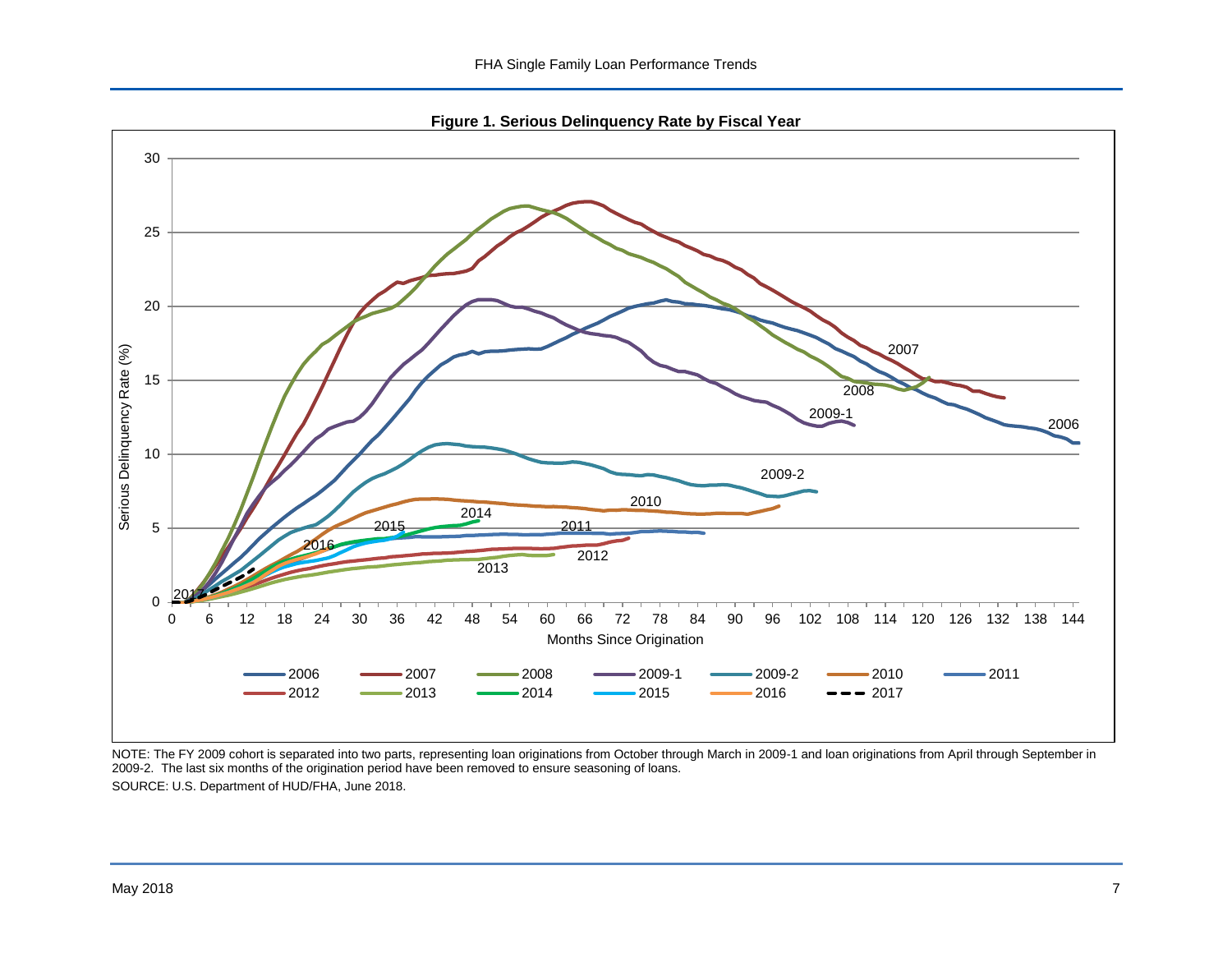**Figure 1. Serious Delinquency Rate by Fiscal Year**

NOTE: The FY 2009 cohort is separated into two parts, representing loan originations from October through March in 2009-1 and loan originations from April through September in 2009-2. The last six months of the origination period have been removed to ensure seasoning of loans.

SOURCE: U.S. Department of HUD/FHA, June 2018.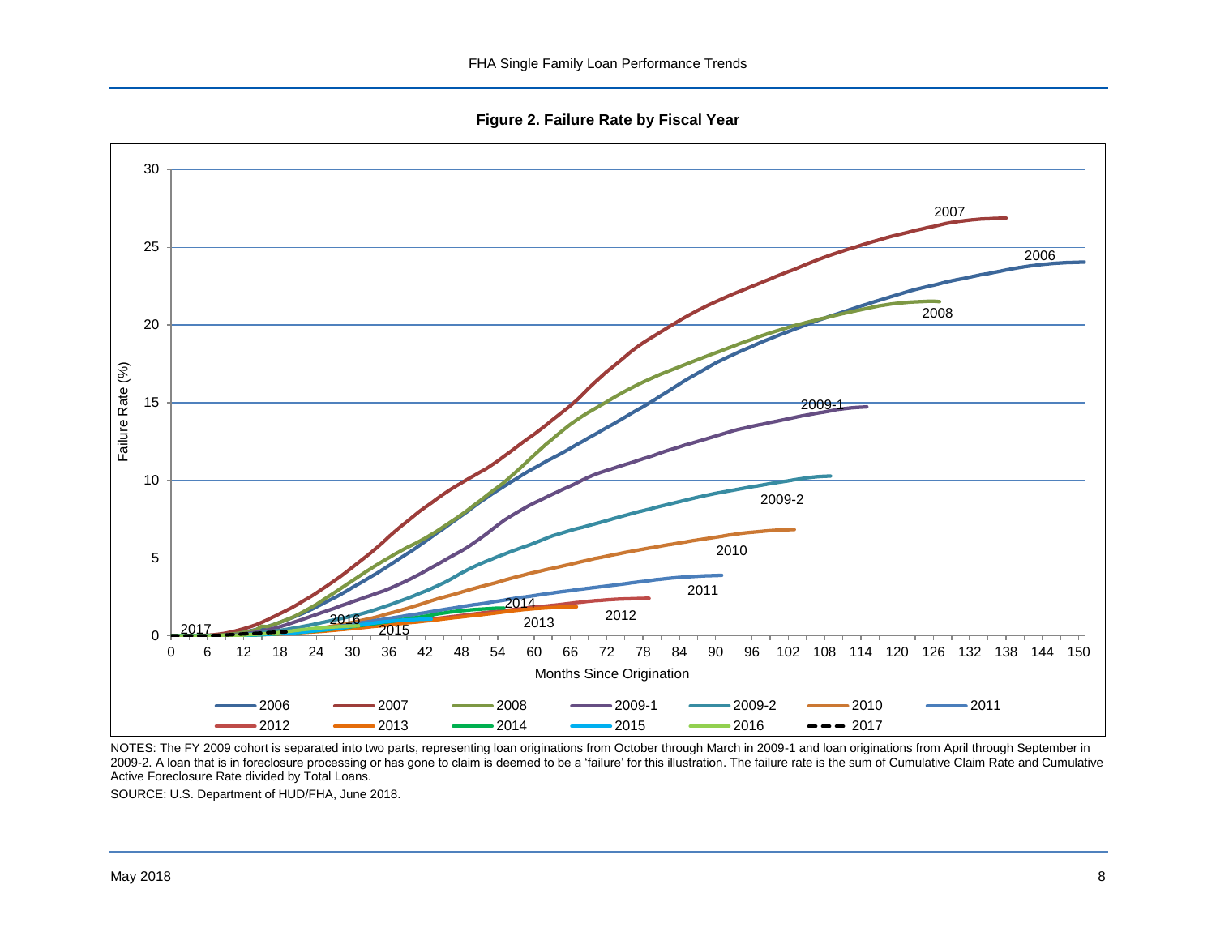**Figure 2. Failure Rate by Fiscal Year**

30
25
20
15
10
5
0

Failure Rate (%)

0 6 12 18 24 30 36 42 48 54 60 66 72 78 84 90 96 102 108 114 120 126 132 138 144 150

Months Since Origination

2007
2006
2008
2009-1
2009-2
2010
2011
2012
2013
2014
2015
2016
2017

2006 2007 2008 2009-1 2009-2 2010 2011
2012 2013 2014 2015 2016 2017

NOTES: The FY 2009 cohort is separated into two parts, representing loan originations from October through March in 2009-1 and loan originations from April through September in 2009-2. A loan that is in foreclosure processing or has gone to claim is deemed to be a 'failure' for this illustration. The failure rate is the sum of Cumulative Claim Rate and Cumulative Active Foreclosure Rate divided by Total Loans.

SOURCE: U.S. Department of HUD/FHA, June 2018.